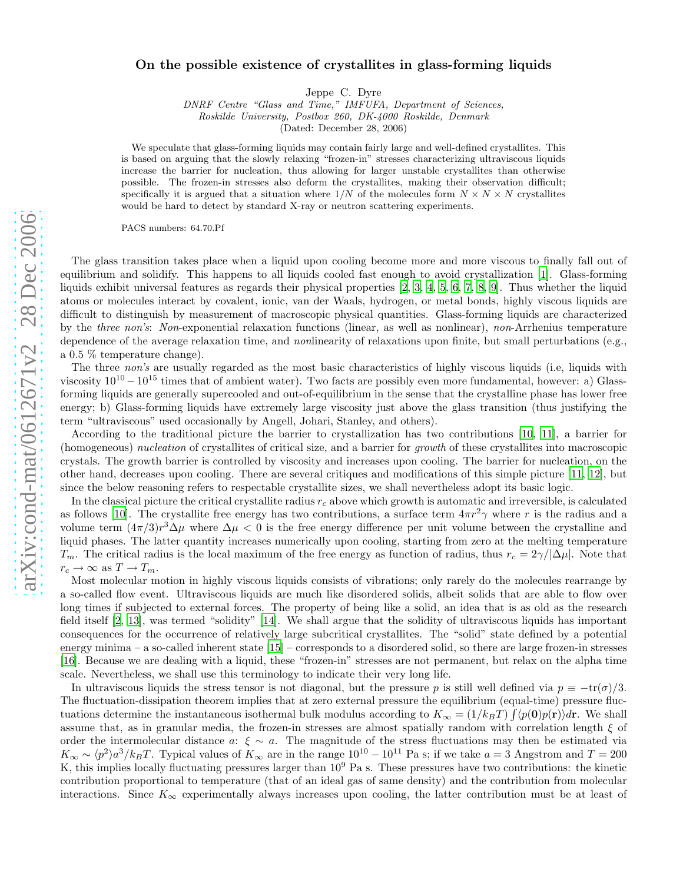# On the possible existence of crystallites in glass-forming liquids

Jeppe C. Dyre

*DNRF Centre "Glass and Time," IMFUFA, Department of Sciences, Roskilde University, Postbox 260, DK-4000 Roskilde, Denmark*

(Dated: December 28, 2006)

We speculate that glass-forming liquids may contain fairly large and well-defined crystallites. This is based on arguing that the slowly relaxing "frozen-in" stresses characterizing ultraviscous liquids increase the barrier for nucleation, thus allowing for larger unstable crystallites than otherwise possible. The frozen-in stresses also deform the crystallites, making their observation difficult; specifically it is argued that a situation where $1/N$ of the molecules form $N \times N \times N$ crystallites would be hard to detect by standard X-ray or neutron scattering experiments.

PACS numbers: 64.70.Pf

The glass transition takes place when a liquid upon cooling become more and more viscous to finally fall out of equilibrium and solidify. This happens to all liquids cooled fast enough to avoid crystallization [1]. Glass-forming liquids exhibit universal features as regards their physical properties [2, 3, 4, 5, 6, 7, 8, 9]. Thus whether the liquid atoms or molecules interact by covalent, ionic, van der Waals, hydrogen, or metal bonds, highly viscous liquids are difficult to distinguish by measurement of macroscopic physical quantities. Glass-forming liquids are characterized by the *three non's*: *Non*-exponential relaxation functions (linear, as well as nonlinear), *non*-Arrhenius temperature dependence of the average relaxation time, and *non*linearity of relaxations upon finite, but small perturbations (e.g., a 0.5 % temperature change).

The three *non's* are usually regarded as the most basic characteristics of highly viscous liquids (i.e, liquids with viscosity $10^{10} - 10^{15}$ times that of ambient water). Two facts are possibly even more fundamental, however: a) Glass-forming liquids are generally supercooled and out-of-equilibrium in the sense that the crystalline phase has lower free energy; b) Glass-forming liquids have extremely large viscosity just above the glass transition (thus justifying the term "ultraviscous" used occasionally by Angell, Johari, Stanley, and others).

According to the traditional picture the barrier to crystallization has two contributions [10, 11], a barrier for (homogeneous) *nucleation* of crystallites of critical size, and a barrier for *growth* of these crystallites into macroscopic crystals. The growth barrier is controlled by viscosity and increases upon cooling. The barrier for nucleation, on the other hand, decreases upon cooling. There are several critiques and modifications of this simple picture [11, 12], but since the below reasoning refers to respectable crystallite sizes, we shall nevertheless adopt its basic logic.

In the classical picture the critical crystallite radius $r_c$ above which growth is automatic and irreversible, is calculated as follows [10]. The crystallite free energy has two contributions, a surface term $4\pi r^2\gamma$ where $r$ is the radius and a volume term $(4\pi/3)r^3\Delta\mu$ where $\Delta\mu < 0$ is the free energy difference per unit volume between the crystalline and liquid phases. The latter quantity increases numerically upon cooling, starting from zero at the melting temperature $T_m$. The critical radius is the local maximum of the free energy as function of radius, thus $r_c = 2\gamma/|\Delta\mu|$. Note that $r_c \to \infty$ as $T \to T_m$.

Most molecular motion in highly viscous liquids consists of vibrations; only rarely do the molecules rearrange by a so-called flow event. Ultraviscous liquids are much like disordered solids, albeit solids that are able to flow over long times if subjected to external forces. The property of being like a solid, an idea that is as old as the research field itself [2, 13], was termed "solidity" [14]. We shall argue that the solidity of ultraviscous liquids has important consequences for the occurrence of relatively large subcritical crystallites. The "solid" state defined by a potential energy minima – a so-called inherent state [15] – corresponds to a disordered solid, so there are large frozen-in stresses [16]. Because we are dealing with a liquid, these "frozen-in" stresses are not permanent, but relax on the alpha time scale. Nevertheless, we shall use this terminology to indicate their very long life.

In ultraviscous liquids the stress tensor is not diagonal, but the pressure $p$ is still well defined via $p \equiv -\mathrm{tr}(\sigma)/3$. The fluctuation-dissipation theorem implies that at zero external pressure the equilibrium (equal-time) pressure fluctuations determine the instantaneous isothermal bulk modulus according to $K_\infty = (1/k_BT)\int\langle p(\mathbf{0})p(\mathbf{r})\rangle d\mathbf{r}$. We shall assume that, as in granular media, the frozen-in stresses are almost spatially random with correlation length $\xi$ of order the intermolecular distance $a$: $\xi \sim a$. The magnitude of the stress fluctuations may then be estimated via $K_\infty \sim \langle p^2\rangle a^3/k_BT$. Typical values of $K_\infty$ are in the range $10^{10} - 10^{11}$ Pa s; if we take $a = 3$ Angstrom and $T = 200$ K, this implies locally fluctuating pressures larger than $10^9$ Pa s. These pressures have two contributions: the kinetic contribution proportional to temperature (that of an ideal gas of same density) and the contribution from molecular interactions. Since $K_\infty$ experimentally always increases upon cooling, the latter contribution must be at least of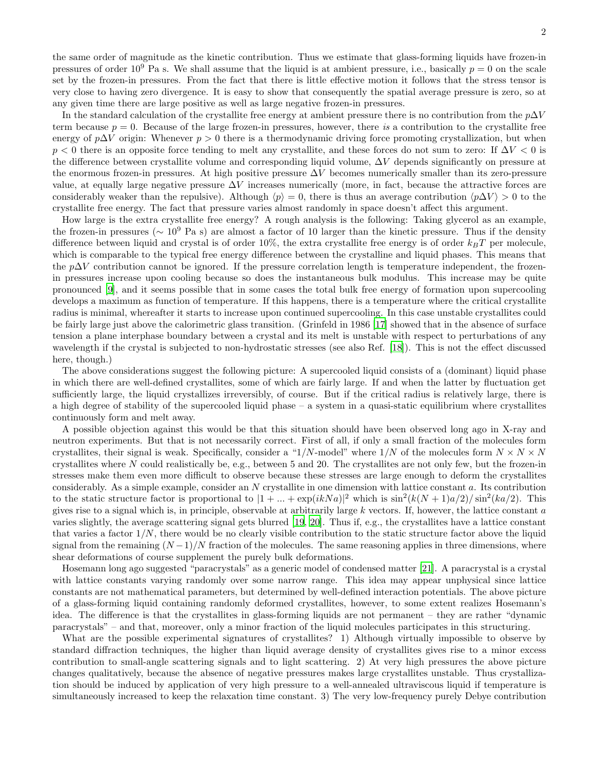the same order of magnitude as the kinetic contribution. Thus we estimate that glass-forming liquids have frozen-in pressures of order $10^9$ Pa s. We shall assume that the liquid is at ambient pressure, i.e., basically $p = 0$ on the scale set by the frozen-in pressures. From the fact that there is little effective motion it follows that the stress tensor is very close to having zero divergence. It is easy to show that consequently the spatial average pressure is zero, so at any given time there are large positive as well as large negative frozen-in pressures.

In the standard calculation of the crystallite free energy at ambient pressure there is no contribution from the $p\Delta V$ term because $p = 0$. Because of the large frozen-in pressures, however, there *is* a contribution to the crystallite free energy of $p\Delta V$ origin: Whenever $p > 0$ there is a thermodynamic driving force promoting crystallization, but when $p < 0$ there is an opposite force tending to melt any crystallite, and these forces do not sum to zero: If $\Delta V < 0$ is the difference between crystallite volume and corresponding liquid volume, $\Delta V$ depends significantly on pressure at the enormous frozen-in pressures. At high positive pressure $\Delta V$ becomes numerically smaller than its zero-pressure value, at equally large negative pressure $\Delta V$ increases numerically (more, in fact, because the attractive forces are considerably weaker than the repulsive). Although $\langle p \rangle = 0$, there is thus an average contribution $\langle p\Delta V \rangle > 0$ to the crystallite free energy. The fact that pressure varies almost randomly in space doesn't affect this argument.

How large is the extra crystallite free energy? A rough analysis is the following: Taking glycerol as an example, the frozen-in pressures ($\sim 10^9$ Pa s) are almost a factor of 10 larger than the kinetic pressure. Thus if the density difference between liquid and crystal is of order 10%, the extra crystallite free energy is of order $k_BT$ per molecule, which is comparable to the typical free energy difference between the crystalline and liquid phases. This means that the $p\Delta V$ contribution cannot be ignored. If the pressure correlation length is temperature independent, the frozen-in pressures increase upon cooling because so does the instantaneous bulk modulus. This increase may be quite pronounced [9], and it seems possible that in some cases the total bulk free energy of formation upon supercooling develops a maximum as function of temperature. If this happens, there is a temperature where the critical crystallite radius is minimal, whereafter it starts to increase upon continued supercooling. In this case unstable crystallites could be fairly large just above the calorimetric glass transition. (Grinfeld in 1986 [17] showed that in the absence of surface tension a plane interphase boundary between a crystal and its melt is unstable with respect to perturbations of any wavelength if the crystal is subjected to non-hydrostatic stresses (see also Ref. [18]). This is not the effect discussed here, though.)

The above considerations suggest the following picture: A supercooled liquid consists of a (dominant) liquid phase in which there are well-defined crystallites, some of which are fairly large. If and when the latter by fluctuation get sufficiently large, the liquid crystallizes irreversibly, of course. But if the critical radius is relatively large, there is a high degree of stability of the supercooled liquid phase – a system in a quasi-static equilibrium where crystallites continuously form and melt away.

A possible objection against this would be that this situation should have been observed long ago in X-ray and neutron experiments. But that is not necessarily correct. First of all, if only a small fraction of the molecules form crystallites, their signal is weak. Specifically, consider a "$1/N$-model" where $1/N$ of the molecules form $N \times N \times N$ crystallites where $N$ could realistically be, e.g., between 5 and 20. The crystallites are not only few, but the frozen-in stresses make them even more difficult to observe because these stresses are large enough to deform the crystallites considerably. As a simple example, consider an $N$ crystallite in one dimension with lattice constant $a$. Its contribution to the static structure factor is proportional to $|1 + ... + \exp(ikNa)|^2$ which is $\sin^2(k(N+1)a/2)/\sin^2(ka/2)$. This gives rise to a signal which is, in principle, observable at arbitrarily large $k$ vectors. If, however, the lattice constant $a$ varies slightly, the average scattering signal gets blurred [19, 20]. Thus if, e.g., the crystallites have a lattice constant that varies a factor $1/N$, there would be no clearly visible contribution to the static structure factor above the liquid signal from the remaining $(N-1)/N$ fraction of the molecules. The same reasoning applies in three dimensions, where shear deformations of course supplement the purely bulk deformations.

Hosemann long ago suggested "paracrystals" as a generic model of condensed matter [21]. A paracrystal is a crystal with lattice constants varying randomly over some narrow range. This idea may appear unphysical since lattice constants are not mathematical parameters, but determined by well-defined interaction potentials. The above picture of a glass-forming liquid containing randomly deformed crystallites, however, to some extent realizes Hosemann's idea. The difference is that the crystallites in glass-forming liquids are not permanent – they are rather "dynamic paracrystals" – and that, moreover, only a minor fraction of the liquid molecules participates in this structuring.

What are the possible experimental signatures of crystallites? 1) Although virtually impossible to observe by standard diffraction techniques, the higher than liquid average density of crystallites gives rise to a minor excess contribution to small-angle scattering signals and to light scattering. 2) At very high pressures the above picture changes qualitatively, because the absence of negative pressures makes large crystallites unstable. Thus crystallization should be induced by application of very high pressure to a well-annealed ultraviscous liquid if temperature is simultaneously increased to keep the relaxation time constant. 3) The very low-frequency purely Debye contribution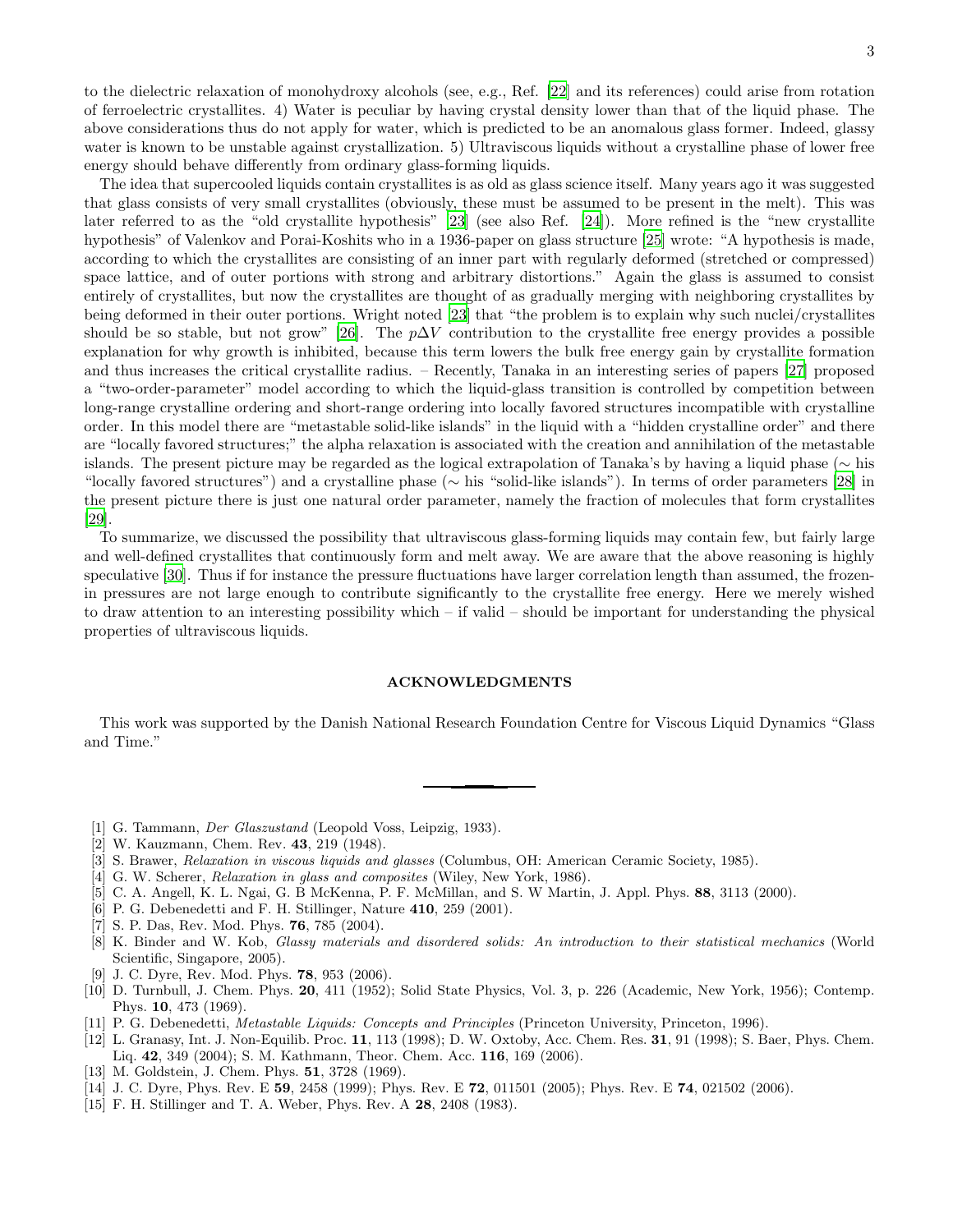to the dielectric relaxation of monohydroxy alcohols (see, e.g., Ref. [22] and its references) could arise from rotation of ferroelectric crystallites. 4) Water is peculiar by having crystal density lower than that of the liquid phase. The above considerations thus do not apply for water, which is predicted to be an anomalous glass former. Indeed, glassy water is known to be unstable against crystallization. 5) Ultraviscous liquids without a crystalline phase of lower free energy should behave differently from ordinary glass-forming liquids.

The idea that supercooled liquids contain crystallites is as old as glass science itself. Many years ago it was suggested that glass consists of very small crystallites (obviously, these must be assumed to be present in the melt). This was later referred to as the "old crystallite hypothesis" [23] (see also Ref. [24]). More refined is the "new crystallite hypothesis" of Valenkov and Porai-Koshits who in a 1936-paper on glass structure [25] wrote: "A hypothesis is made, according to which the crystallites are consisting of an inner part with regularly deformed (stretched or compressed) space lattice, and of outer portions with strong and arbitrary distortions." Again the glass is assumed to consist entirely of crystallites, but now the crystallites are thought of as gradually merging with neighboring crystallites by being deformed in their outer portions. Wright noted [23] that "the problem is to explain why such nuclei/crystallites should be so stable, but not grow" [26]. The $p\Delta V$ contribution to the crystallite free energy provides a possible explanation for why growth is inhibited, because this term lowers the bulk free energy gain by crystallite formation and thus increases the critical crystallite radius. – Recently, Tanaka in an interesting series of papers [27] proposed a "two-order-parameter" model according to which the liquid-glass transition is controlled by competition between long-range crystalline ordering and short-range ordering into locally favored structures incompatible with crystalline order. In this model there are "metastable solid-like islands" in the liquid with a "hidden crystalline order" and there are "locally favored structures;" the alpha relaxation is associated with the creation and annihilation of the metastable islands. The present picture may be regarded as the logical extrapolation of Tanaka's by having a liquid phase ($\sim$ his "locally favored structures") and a crystalline phase ($\sim$ his "solid-like islands"). In terms of order parameters [28] in the present picture there is just one natural order parameter, namely the fraction of molecules that form crystallites [29].

To summarize, we discussed the possibility that ultraviscous glass-forming liquids may contain few, but fairly large and well-defined crystallites that continuously form and melt away. We are aware that the above reasoning is highly speculative [30]. Thus if for instance the pressure fluctuations have larger correlation length than assumed, the frozen-in pressures are not large enough to contribute significantly to the crystallite free energy. Here we merely wished to draw attention to an interesting possibility which – if valid – should be important for understanding the physical properties of ultraviscous liquids.

## ACKNOWLEDGMENTS

This work was supported by the Danish National Research Foundation Centre for Viscous Liquid Dynamics "Glass and Time."

---

[1] G. Tammann, *Der Glaszustand* (Leopold Voss, Leipzig, 1933).
[2] W. Kauzmann, Chem. Rev. **43**, 219 (1948).
[3] S. Brawer, *Relaxation in viscous liquids and glasses* (Columbus, OH: American Ceramic Society, 1985).
[4] G. W. Scherer, *Relaxation in glass and composites* (Wiley, New York, 1986).
[5] C. A. Angell, K. L. Ngai, G. B McKenna, P. F. McMillan, and S. W Martin, J. Appl. Phys. **88**, 3113 (2000).
[6] P. G. Debenedetti and F. H. Stillinger, Nature **410**, 259 (2001).
[7] S. P. Das, Rev. Mod. Phys. **76**, 785 (2004).
[8] K. Binder and W. Kob, *Glassy materials and disordered solids: An introduction to their statistical mechanics* (World Scientific, Singapore, 2005).
[9] J. C. Dyre, Rev. Mod. Phys. **78**, 953 (2006).
[10] D. Turnbull, J. Chem. Phys. **20**, 411 (1952); Solid State Physics, Vol. 3, p. 226 (Academic, New York, 1956); Contemp. Phys. **10**, 473 (1969).
[11] P. G. Debenedetti, *Metastable Liquids: Concepts and Principles* (Princeton University, Princeton, 1996).
[12] L. Granasy, Int. J. Non-Equilib. Proc. **11**, 113 (1998); D. W. Oxtoby, Acc. Chem. Res. **31**, 91 (1998); S. Baer, Phys. Chem. Liq. **42**, 349 (2004); S. M. Kathmann, Theor. Chem. Acc. **116**, 169 (2006).
[13] M. Goldstein, J. Chem. Phys. **51**, 3728 (1969).
[14] J. C. Dyre, Phys. Rev. E **59**, 2458 (1999); Phys. Rev. E **72**, 011501 (2005); Phys. Rev. E **74**, 021502 (2006).
[15] F. H. Stillinger and T. A. Weber, Phys. Rev. A **28**, 2408 (1983).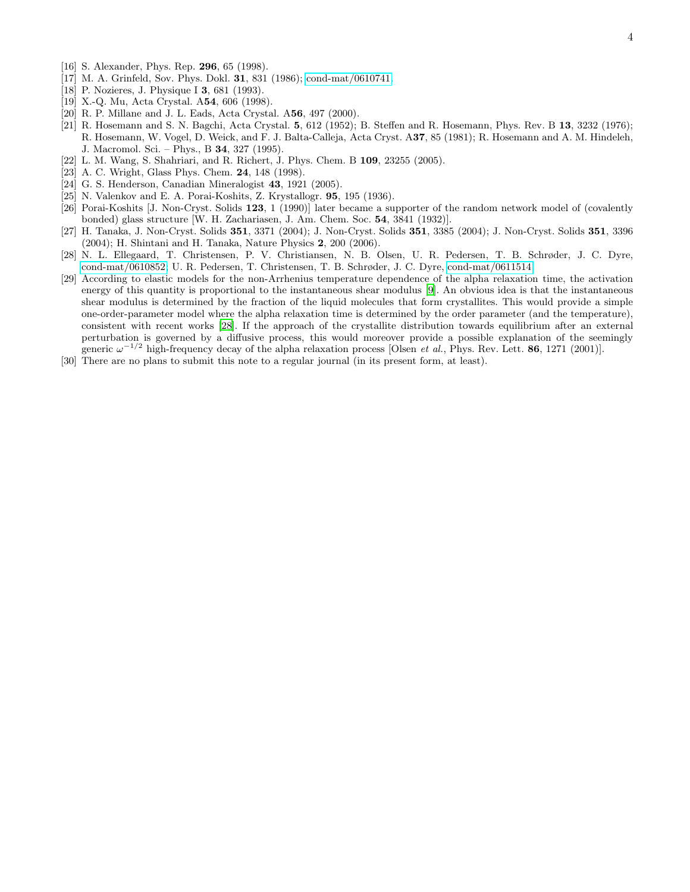[16] S. Alexander, Phys. Rep. **296**, 65 (1998).

[17] M. A. Grinfeld, Sov. Phys. Dokl. **31**, 831 (1986); cond-mat/0610741.

[18] P. Nozieres, J. Physique I **3**, 681 (1993).

[19] X.-Q. Mu, Acta Crystal. A**54**, 606 (1998).

[20] R. P. Millane and J. L. Eads, Acta Crystal. A**56**, 497 (2000).

[21] R. Hosemann and S. N. Bagchi, Acta Crystal. **5**, 612 (1952); B. Steffen and R. Hosemann, Phys. Rev. B **13**, 3232 (1976); R. Hosemann, W. Vogel, D. Weick, and F. J. Balta-Calleja, Acta Cryst. A**37**, 85 (1981); R. Hosemann and A. M. Hindeleh, J. Macromol. Sci. – Phys., B **34**, 327 (1995).

[22] L. M. Wang, S. Shahriari, and R. Richert, J. Phys. Chem. B **109**, 23255 (2005).

[23] A. C. Wright, Glass Phys. Chem. **24**, 148 (1998).

[24] G. S. Henderson, Canadian Mineralogist **43**, 1921 (2005).

[25] N. Valenkov and E. A. Porai-Koshits, Z. Krystallogr. **95**, 195 (1936).

[26] Porai-Koshits [J. Non-Cryst. Solids **123**, 1 (1990)] later became a supporter of the random network model of (covalently bonded) glass structure [W. H. Zachariasen, J. Am. Chem. Soc. **54**, 3841 (1932)].

[27] H. Tanaka, J. Non-Cryst. Solids **351**, 3371 (2004); J. Non-Cryst. Solids **351**, 3385 (2004); J. Non-Cryst. Solids **351**, 3396 (2004); H. Shintani and H. Tanaka, Nature Physics **2**, 200 (2006).

[28] N. L. Ellegaard, T. Christensen, P. V. Christiansen, N. B. Olsen, U. R. Pedersen, T. B. Schrøder, J. C. Dyre, cond-mat/0610852; U. R. Pedersen, T. Christensen, T. B. Schrøder, J. C. Dyre, cond-mat/0611514.

[29] According to elastic models for the non-Arrhenius temperature dependence of the alpha relaxation time, the activation energy of this quantity is proportional to the instantaneous shear modulus [9]. An obvious idea is that the instantaneous shear modulus is determined by the fraction of the liquid molecules that form crystallites. This would provide a simple one-order-parameter model where the alpha relaxation time is determined by the order parameter (and the temperature), consistent with recent works [28]. If the approach of the crystallite distribution towards equilibrium after an external perturbation is governed by a diffusive process, this would moreover provide a possible explanation of the seemingly generic $\omega^{-1/2}$ high-frequency decay of the alpha relaxation process [Olsen *et al.*, Phys. Rev. Lett. **86**, 1271 (2001)].

[30] There are no plans to submit this note to a regular journal (in its present form, at least).